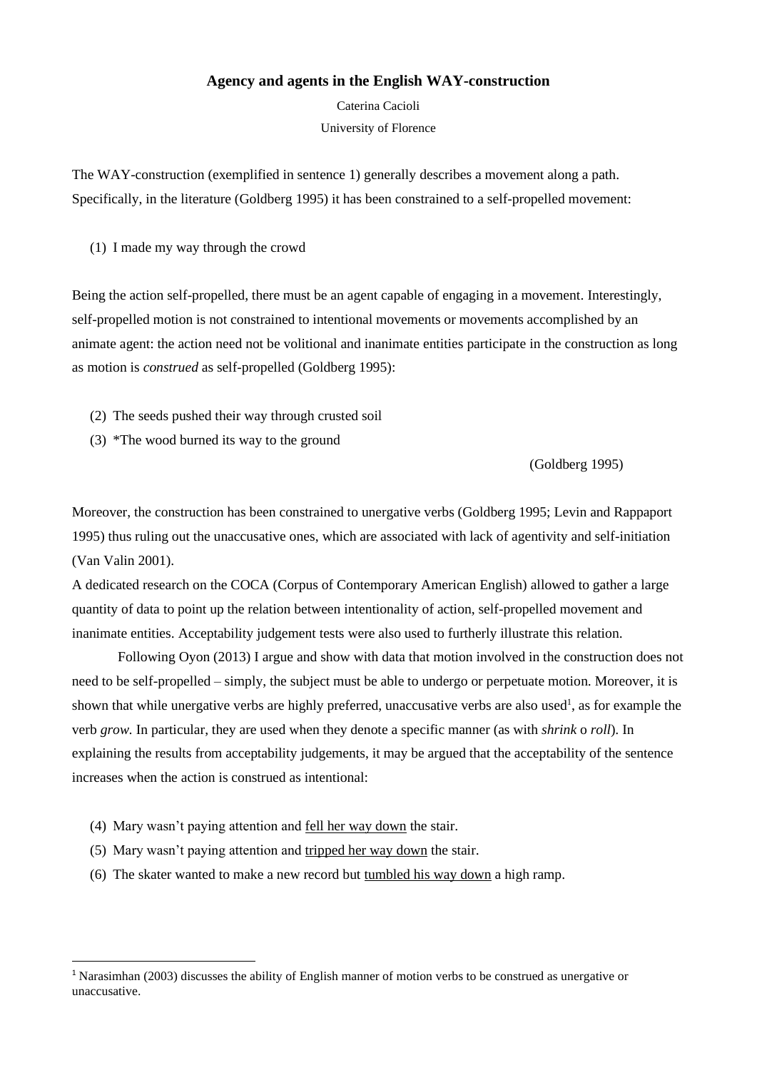# Agency and agents in the English WAY-construction

Caterina Cacioli

University of Florence

The WAY-construction (exemplified in sentence 1) generally describes a movement along a path. Specifically, in the literature (Goldberg 1995) it has been constrained to a self-propelled movement:

(1) I made my way through the crowd

Being the action self-propelled, there must be an agent capable of engaging in a movement. Interestingly, self-propelled motion is not constrained to intentional movements or movements accomplished by an animate agent: the action need not be volitional and inanimate entities participate in the construction as long as motion is *construed* as self-propelled (Goldberg 1995):

(2) The seeds pushed their way through crusted soil

(3) *The wood burned its way to the ground

(Goldberg 1995)

Moreover, the construction has been constrained to unergative verbs (Goldberg 1995; Levin and Rappaport 1995) thus ruling out the unaccusative ones, which are associated with lack of agentivity and self-initiation (Van Valin 2001).

A dedicated research on the COCA (Corpus of Contemporary American English) allowed to gather a large quantity of data to point up the relation between intentionality of action, self-propelled movement and inanimate entities. Acceptability judgement tests were also used to furtherly illustrate this relation.

Following Oyon (2013) I argue and show with data that motion involved in the construction does not need to be self-propelled – simply, the subject must be able to undergo or perpetuate motion. Moreover, it is shown that while unergative verbs are highly preferred, unaccusative verbs are also used[1], as for example the verb *grow.* In particular, they are used when they denote a specific manner (as with *shrink* o *roll*). In explaining the results from acceptability judgements, it may be argued that the acceptability of the sentence increases when the action is construed as intentional:

(4) Mary wasn't paying attention and <u>fell her way down</u> the stair.

(5) Mary wasn't paying attention and <u>tripped her way down</u> the stair.

(6) The skater wanted to make a new record but <u>tumbled his way down</u> a high ramp.

[1] Narasimhan (2003) discusses the ability of English manner of motion verbs to be construed as unergative or unaccusative.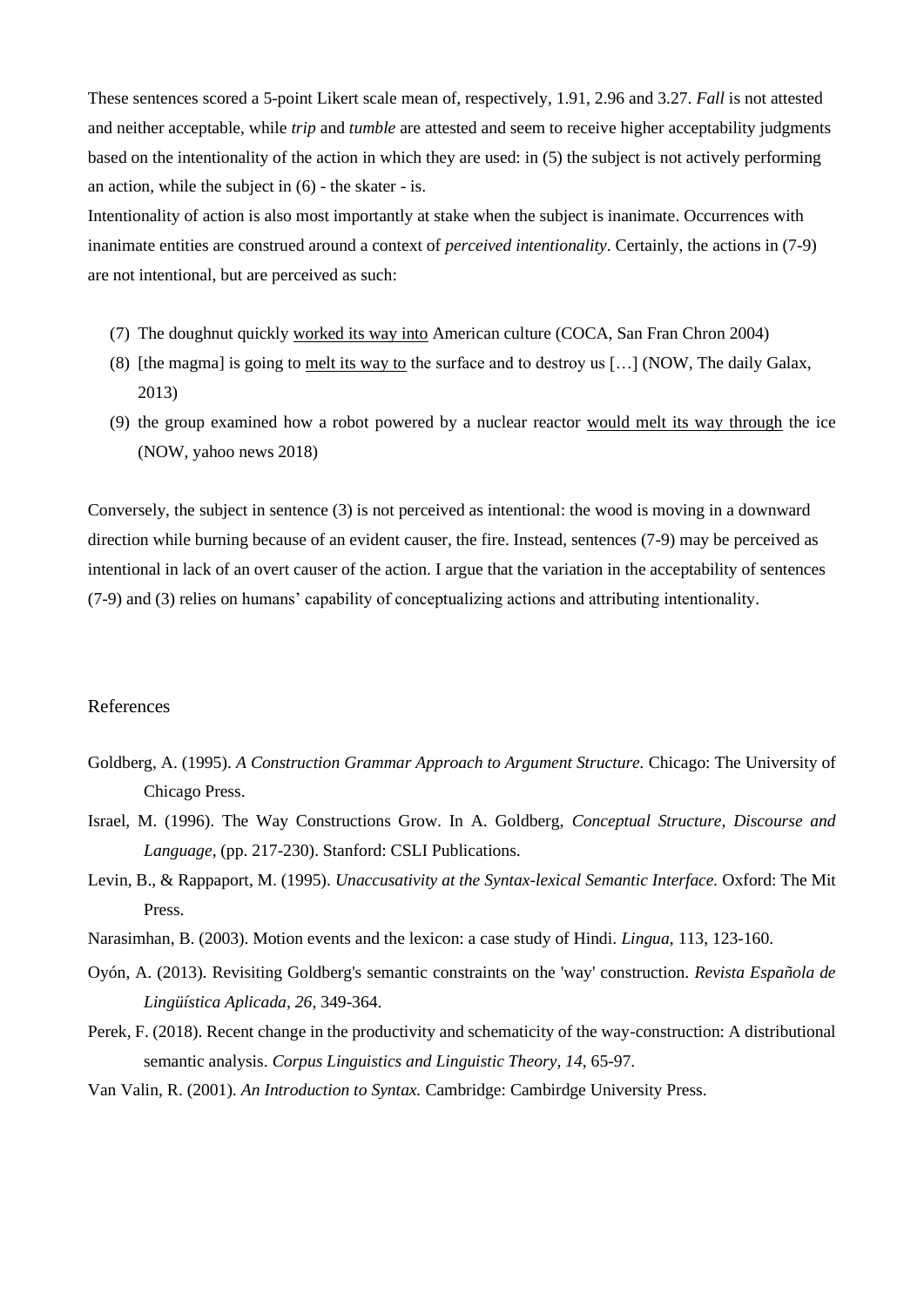These sentences scored a 5-point Likert scale mean of, respectively, 1.91, 2.96 and 3.27. *Fall* is not attested and neither acceptable, while *trip* and *tumble* are attested and seem to receive higher acceptability judgments based on the intentionality of the action in which they are used: in (5) the subject is not actively performing an action, while the subject in (6) - the skater - is.

Intentionality of action is also most importantly at stake when the subject is inanimate. Occurrences with inanimate entities are construed around a context of *perceived intentionality*. Certainly, the actions in (7-9) are not intentional, but are perceived as such:

(7) The doughnut quickly <u>worked its way into</u> American culture (COCA, San Fran Chron 2004)

(8) [the magma] is going to <u>melt its way to</u> the surface and to destroy us […] (NOW, The daily Galax, 2013)

(9) the group examined how a robot powered by a nuclear reactor <u>would melt its way through</u> the ice (NOW, yahoo news 2018)

Conversely, the subject in sentence (3) is not perceived as intentional: the wood is moving in a downward direction while burning because of an evident causer, the fire. Instead, sentences (7-9) may be perceived as intentional in lack of an overt causer of the action. I argue that the variation in the acceptability of sentences (7-9) and (3) relies on humans' capability of conceptualizing actions and attributing intentionality.

## References

Goldberg, A. (1995). *A Construction Grammar Approach to Argument Structure.* Chicago: The University of Chicago Press.

Israel, M. (1996). The Way Constructions Grow. In A. Goldberg, *Conceptual Structure, Discourse and Language,* (pp. 217-230). Stanford: CSLI Publications.

Levin, B., & Rappaport, M. (1995). *Unaccusativity at the Syntax-lexical Semantic Interface.* Oxford: The Mit Press.

Narasimhan, B. (2003). Motion events and the lexicon: a case study of Hindi. *Lingua*, 113, 123-160.

Oyón, A. (2013). Revisiting Goldberg's semantic constraints on the 'way' construction. *Revista Española de Lingüística Aplicada, 26*, 349-364.

Perek, F. (2018). Recent change in the productivity and schematicity of the way-construction: A distributional semantic analysis. *Corpus Linguistics and Linguistic Theory, 14*, 65-97.

Van Valin, R. (2001). *An Introduction to Syntax.* Cambridge: Cambirdge University Press.